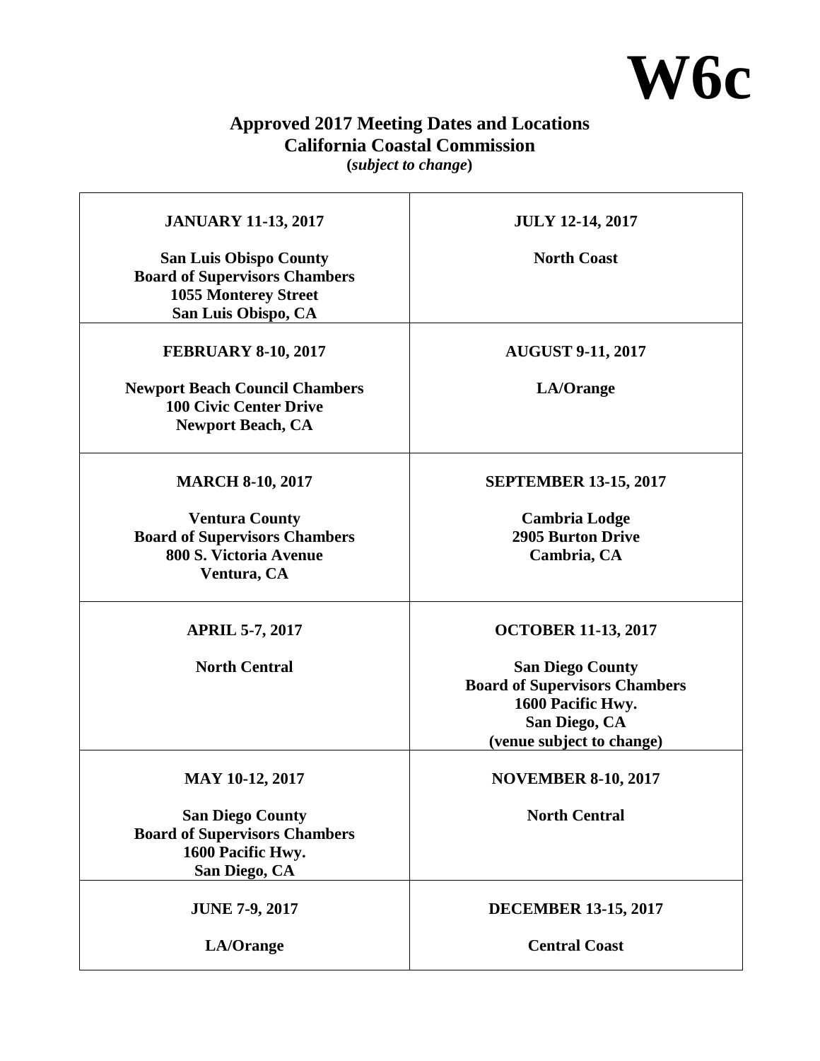# W6c

## Approved 2017 Meeting Dates and Locations
## California Coastal Commission
**(*subject to change*)**

| | |
|---|---|
| **JANUARY 11-13, 2017**<br><br>**San Luis Obispo County**<br>**Board of Supervisors Chambers**<br>**1055 Monterey Street**<br>**San Luis Obispo, CA** | **JULY 12-14, 2017**<br><br>**North Coast** |
| **FEBRUARY 8-10, 2017**<br><br>**Newport Beach Council Chambers**<br>**100 Civic Center Drive**<br>**Newport Beach, CA** | **AUGUST 9-11, 2017**<br><br>**LA/Orange** |
| **MARCH 8-10, 2017**<br><br>**Ventura County**<br>**Board of Supervisors Chambers**<br>**800 S. Victoria Avenue**<br>**Ventura, CA** | **SEPTEMBER 13-15, 2017**<br><br>**Cambria Lodge**<br>**2905 Burton Drive**<br>**Cambria, CA** |
| **APRIL 5-7, 2017**<br><br>**North Central** | **OCTOBER 11-13, 2017**<br><br>**San Diego County**<br>**Board of Supervisors Chambers**<br>**1600 Pacific Hwy.**<br>**San Diego, CA**<br>**(venue subject to change)** |
| **MAY 10-12, 2017**<br><br>**San Diego County**<br>**Board of Supervisors Chambers**<br>**1600 Pacific Hwy.**<br>**San Diego, CA** | **NOVEMBER 8-10, 2017**<br><br>**North Central** |
| **JUNE 7-9, 2017**<br><br>**LA/Orange** | **DECEMBER 13-15, 2017**<br><br>**Central Coast** |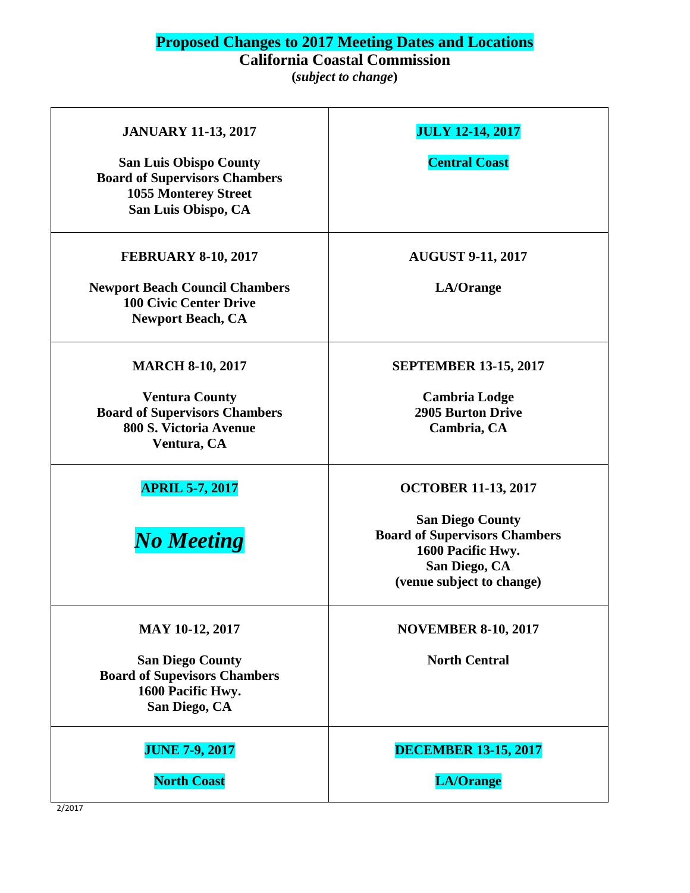**Proposed Changes to 2017 Meeting Dates and Locations**

**California Coastal Commission**

**(*subject to change*)**

| | |
|---|---|
| **JANUARY 11-13, 2017**<br><br>**San Luis Obispo County**<br>**Board of Supervisors Chambers**<br>**1055 Monterey Street**<br>**San Luis Obispo, CA** | **JULY 12-14, 2017**<br><br>**Central Coast** |
| **FEBRUARY 8-10, 2017**<br><br>**Newport Beach Council Chambers**<br>**100 Civic Center Drive**<br>**Newport Beach, CA** | **AUGUST 9-11, 2017**<br><br>**LA/Orange** |
| **MARCH 8-10, 2017**<br><br>**Ventura County**<br>**Board of Supervisors Chambers**<br>**800 S. Victoria Avenue**<br>**Ventura, CA** | **SEPTEMBER 13-15, 2017**<br><br>**Cambria Lodge**<br>**2905 Burton Drive**<br>**Cambria, CA** |
| **APRIL 5-7, 2017**<br><br>***No Meeting*** | **OCTOBER 11-13, 2017**<br><br>**San Diego County**<br>**Board of Supervisors Chambers**<br>**1600 Pacific Hwy.**<br>**San Diego, CA**<br>**(venue subject to change)** |
| **MAY 10-12, 2017**<br><br>**San Diego County**<br>**Board of Supevisors Chambers**<br>**1600 Pacific Hwy.**<br>**San Diego, CA** | **NOVEMBER 8-10, 2017**<br><br>**North Central** |
| **JUNE 7-9, 2017**<br><br>**North Coast** | **DECEMBER 13-15, 2017**<br><br>**LA/Orange** |

2/2017